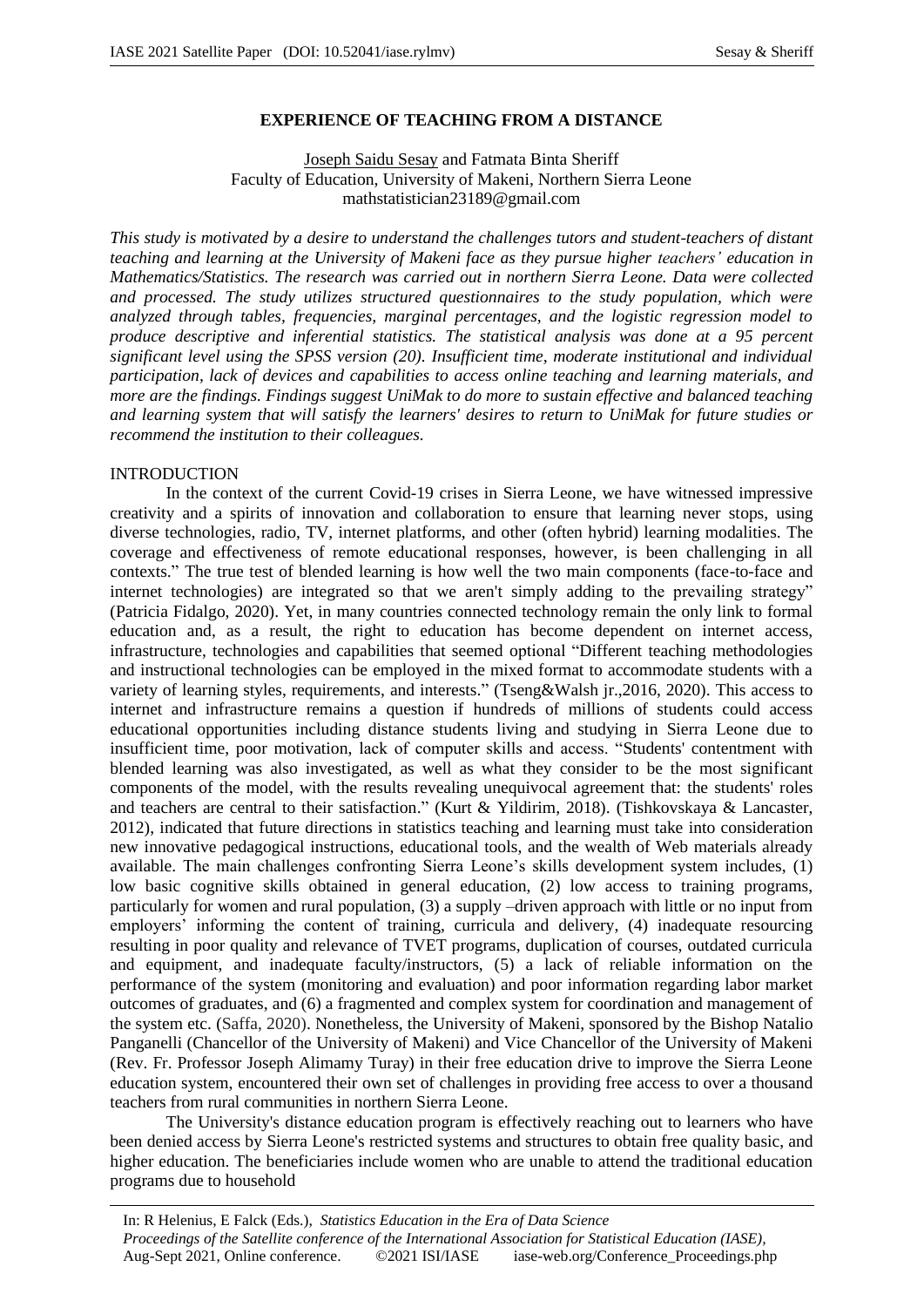# EXPERIENCE OF TEACHING FROM A DISTANCE

Joseph Saidu Sesay and Fatmata Binta Sheriff
Faculty of Education, University of Makeni, Northern Sierra Leone
mathstatistician23189@gmail.com

*This study is motivated by a desire to understand the challenges tutors and student-teachers of distant teaching and learning at the University of Makeni face as they pursue higher teachers' education in Mathematics/Statistics. The research was carried out in northern Sierra Leone. Data were collected and processed. The study utilizes structured questionnaires to the study population, which were analyzed through tables, frequencies, marginal percentages, and the logistic regression model to produce descriptive and inferential statistics. The statistical analysis was done at a 95 percent significant level using the SPSS version (20). Insufficient time, moderate institutional and individual participation, lack of devices and capabilities to access online teaching and learning materials, and more are the findings. Findings suggest UniMak to do more to sustain effective and balanced teaching and learning system that will satisfy the learners' desires to return to UniMak for future studies or recommend the institution to their colleagues.*

## INTRODUCTION

In the context of the current Covid-19 crises in Sierra Leone, we have witnessed impressive creativity and a spirits of innovation and collaboration to ensure that learning never stops, using diverse technologies, radio, TV, internet platforms, and other (often hybrid) learning modalities. The coverage and effectiveness of remote educational responses, however, is been challenging in all contexts." The true test of blended learning is how well the two main components (face-to-face and internet technologies) are integrated so that we aren't simply adding to the prevailing strategy" (Patricia Fidalgo, 2020). Yet, in many countries connected technology remain the only link to formal education and, as a result, the right to education has become dependent on internet access, infrastructure, technologies and capabilities that seemed optional "Different teaching methodologies and instructional technologies can be employed in the mixed format to accommodate students with a variety of learning styles, requirements, and interests." (Tseng&Walsh jr.,2016, 2020). This access to internet and infrastructure remains a question if hundreds of millions of students could access educational opportunities including distance students living and studying in Sierra Leone due to insufficient time, poor motivation, lack of computer skills and access. "Students' contentment with blended learning was also investigated, as well as what they consider to be the most significant components of the model, with the results revealing unequivocal agreement that: the students' roles and teachers are central to their satisfaction." (Kurt & Yildirim, 2018). (Tishkovskaya & Lancaster, 2012), indicated that future directions in statistics teaching and learning must take into consideration new innovative pedagogical instructions, educational tools, and the wealth of Web materials already available. The main challenges confronting Sierra Leone's skills development system includes, (1) low basic cognitive skills obtained in general education, (2) low access to training programs, particularly for women and rural population, (3) a supply –driven approach with little or no input from employers' informing the content of training, curricula and delivery, (4) inadequate resourcing resulting in poor quality and relevance of TVET programs, duplication of courses, outdated curricula and equipment, and inadequate faculty/instructors, (5) a lack of reliable information on the performance of the system (monitoring and evaluation) and poor information regarding labor market outcomes of graduates, and (6) a fragmented and complex system for coordination and management of the system etc. (Saffa, 2020). Nonetheless, the University of Makeni, sponsored by the Bishop Natalio Panganelli (Chancellor of the University of Makeni) and Vice Chancellor of the University of Makeni (Rev. Fr. Professor Joseph Alimamy Turay) in their free education drive to improve the Sierra Leone education system, encountered their own set of challenges in providing free access to over a thousand teachers from rural communities in northern Sierra Leone.

The University's distance education program is effectively reaching out to learners who have been denied access by Sierra Leone's restricted systems and structures to obtain free quality basic, and higher education. The beneficiaries include women who are unable to attend the traditional education programs due to household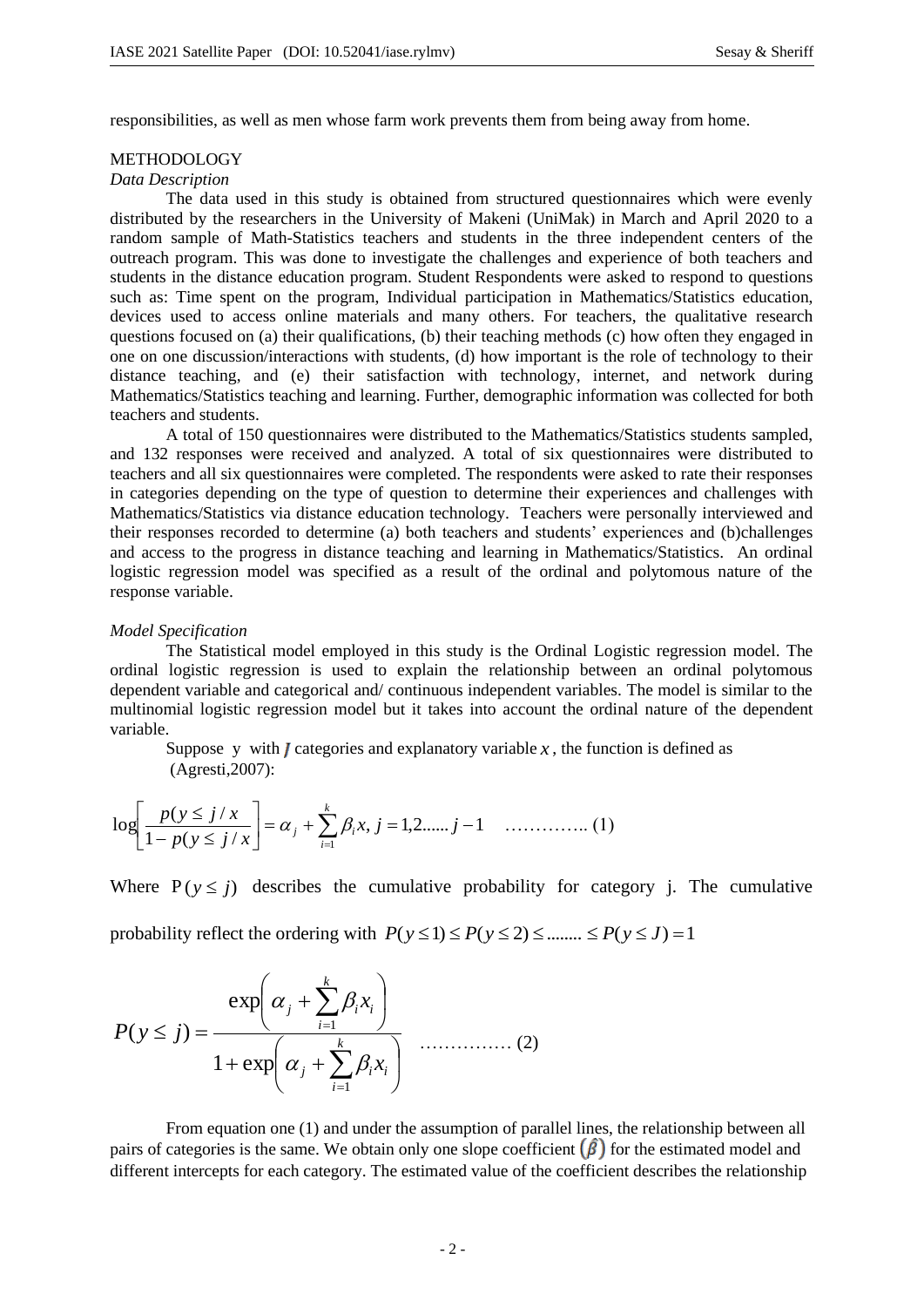responsibilities, as well as men whose farm work prevents them from being away from home.

## METHODOLOGY

### *Data Description*

The data used in this study is obtained from structured questionnaires which were evenly distributed by the researchers in the University of Makeni (UniMak) in March and April 2020 to a random sample of Math-Statistics teachers and students in the three independent centers of the outreach program. This was done to investigate the challenges and experience of both teachers and students in the distance education program. Student Respondents were asked to respond to questions such as: Time spent on the program, Individual participation in Mathematics/Statistics education, devices used to access online materials and many others. For teachers, the qualitative research questions focused on (a) their qualifications, (b) their teaching methods (c) how often they engaged in one on one discussion/interactions with students, (d) how important is the role of technology to their distance teaching, and (e) their satisfaction with technology, internet, and network during Mathematics/Statistics teaching and learning. Further, demographic information was collected for both teachers and students.

A total of 150 questionnaires were distributed to the Mathematics/Statistics students sampled, and 132 responses were received and analyzed. A total of six questionnaires were distributed to teachers and all six questionnaires were completed. The respondents were asked to rate their responses in categories depending on the type of question to determine their experiences and challenges with Mathematics/Statistics via distance education technology. Teachers were personally interviewed and their responses recorded to determine (a) both teachers and students' experiences and (b)challenges and access to the progress in distance teaching and learning in Mathematics/Statistics. An ordinal logistic regression model was specified as a result of the ordinal and polytomous nature of the response variable.

### *Model Specification*

The Statistical model employed in this study is the Ordinal Logistic regression model. The ordinal logistic regression is used to explain the relationship between an ordinal polytomous dependent variable and categorical and/ continuous independent variables. The model is similar to the multinomial logistic regression model but it takes into account the ordinal nature of the dependent variable.

Suppose y with $J$ categories and explanatory variable $x$, the function is defined as (Agresti,2007):

$$\log\left[\frac{p(y \le j / x}{1 - p(y \le j / x}\right] = \alpha_j + \sum_{i=1}^{k} \beta_i x, \; j = 1,2 ...... j-1 \quad \text{…………..} \; (1)$$

Where $\mathrm{P}(y \le j)$ describes the cumulative probability for category j. The cumulative probability reflect the ordering with $P(y \le 1) \le P(y \le 2) \le ........ \le P(y \le J) = 1$

$$P(y \le j) = \frac{\exp\left(\alpha_j + \sum_{i=1}^{k} \beta_i x_i\right)}{1 + \exp\left(\alpha_j + \sum_{i=1}^{k} \beta_i x_i\right)} \quad \text{……………} \; (2)$$

From equation one (1) and under the assumption of parallel lines, the relationship between all pairs of categories is the same. We obtain only one slope coefficient $(\hat{\beta})$ for the estimated model and different intercepts for each category. The estimated value of the coefficient describes the relationship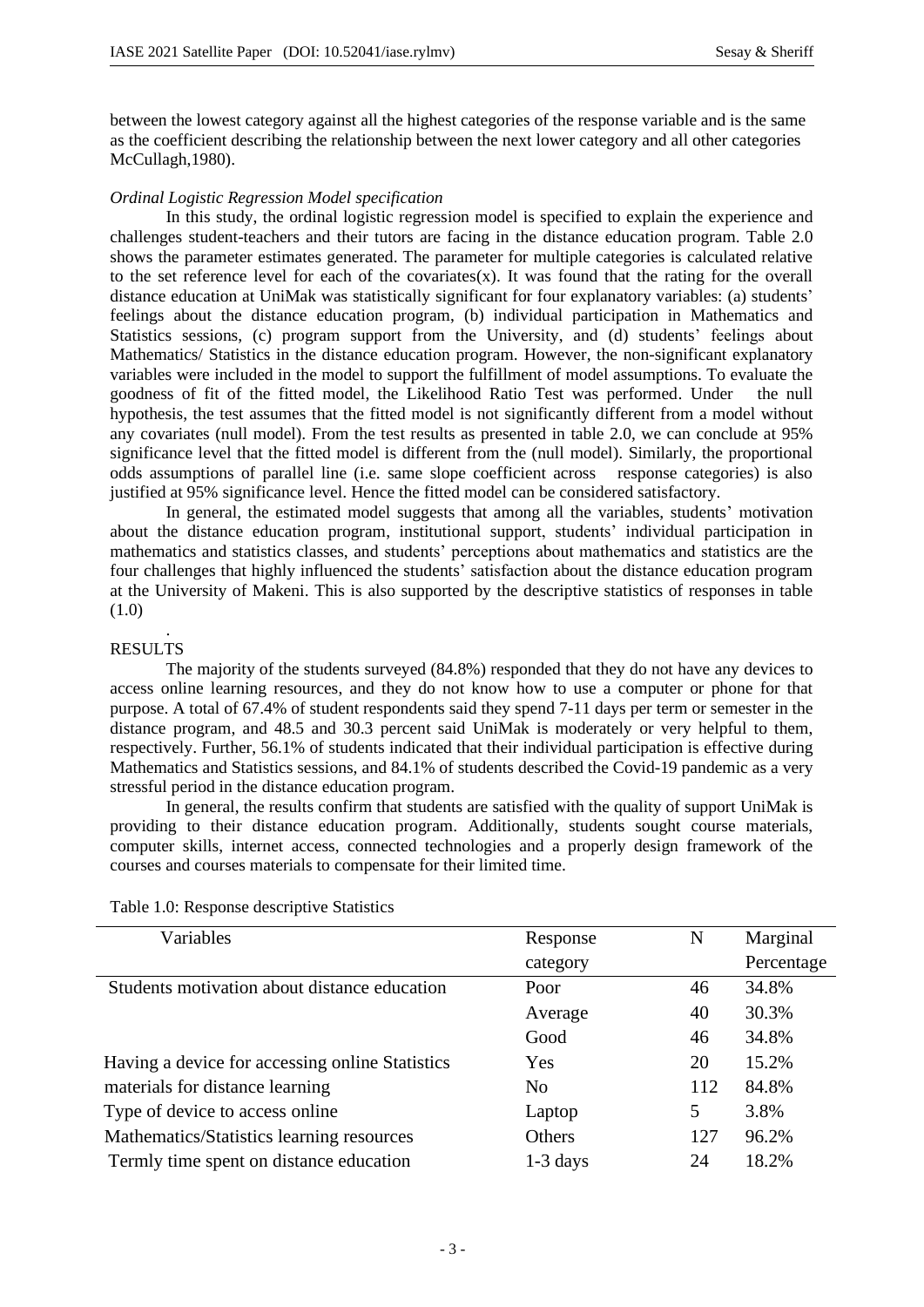between the lowest category against all the highest categories of the response variable and is the same as the coefficient describing the relationship between the next lower category and all other categories McCullagh,1980).

*Ordinal Logistic Regression Model specification*

In this study, the ordinal logistic regression model is specified to explain the experience and challenges student-teachers and their tutors are facing in the distance education program. Table 2.0 shows the parameter estimates generated. The parameter for multiple categories is calculated relative to the set reference level for each of the covariates(x). It was found that the rating for the overall distance education at UniMak was statistically significant for four explanatory variables: (a) students' feelings about the distance education program, (b) individual participation in Mathematics and Statistics sessions, (c) program support from the University, and (d) students' feelings about Mathematics/ Statistics in the distance education program. However, the non-significant explanatory variables were included in the model to support the fulfillment of model assumptions. To evaluate the goodness of fit of the fitted model, the Likelihood Ratio Test was performed. Under the null hypothesis, the test assumes that the fitted model is not significantly different from a model without any covariates (null model). From the test results as presented in table 2.0, we can conclude at 95% significance level that the fitted model is different from the (null model). Similarly, the proportional odds assumptions of parallel line (i.e. same slope coefficient across response categories) is also justified at 95% significance level. Hence the fitted model can be considered satisfactory.

In general, the estimated model suggests that among all the variables, students' motivation about the distance education program, institutional support, students' individual participation in mathematics and statistics classes, and students' perceptions about mathematics and statistics are the four challenges that highly influenced the students' satisfaction about the distance education program at the University of Makeni. This is also supported by the descriptive statistics of responses in table (1.0)

.

RESULTS

The majority of the students surveyed (84.8%) responded that they do not have any devices to access online learning resources, and they do not know how to use a computer or phone for that purpose. A total of 67.4% of student respondents said they spend 7-11 days per term or semester in the distance program, and 48.5 and 30.3 percent said UniMak is moderately or very helpful to them, respectively. Further, 56.1% of students indicated that their individual participation is effective during Mathematics and Statistics sessions, and 84.1% of students described the Covid-19 pandemic as a very stressful period in the distance education program.

In general, the results confirm that students are satisfied with the quality of support UniMak is providing to their distance education program. Additionally, students sought course materials, computer skills, internet access, connected technologies and a properly design framework of the courses and courses materials to compensate for their limited time.

Table 1.0: Response descriptive Statistics

| Variables | Response category | N | Marginal Percentage |
|---|---|---|---|
| Students motivation about distance education | Poor | 46 | 34.8% |
| | Average | 40 | 30.3% |
| | Good | 46 | 34.8% |
| Having a device for accessing online Statistics materials for distance learning | Yes | 20 | 15.2% |
| | No | 112 | 84.8% |
| Type of device to access online Mathematics/Statistics learning resources | Laptop | 5 | 3.8% |
| | Others | 127 | 96.2% |
| Termly time spent on distance education | 1-3 days | 24 | 18.2% |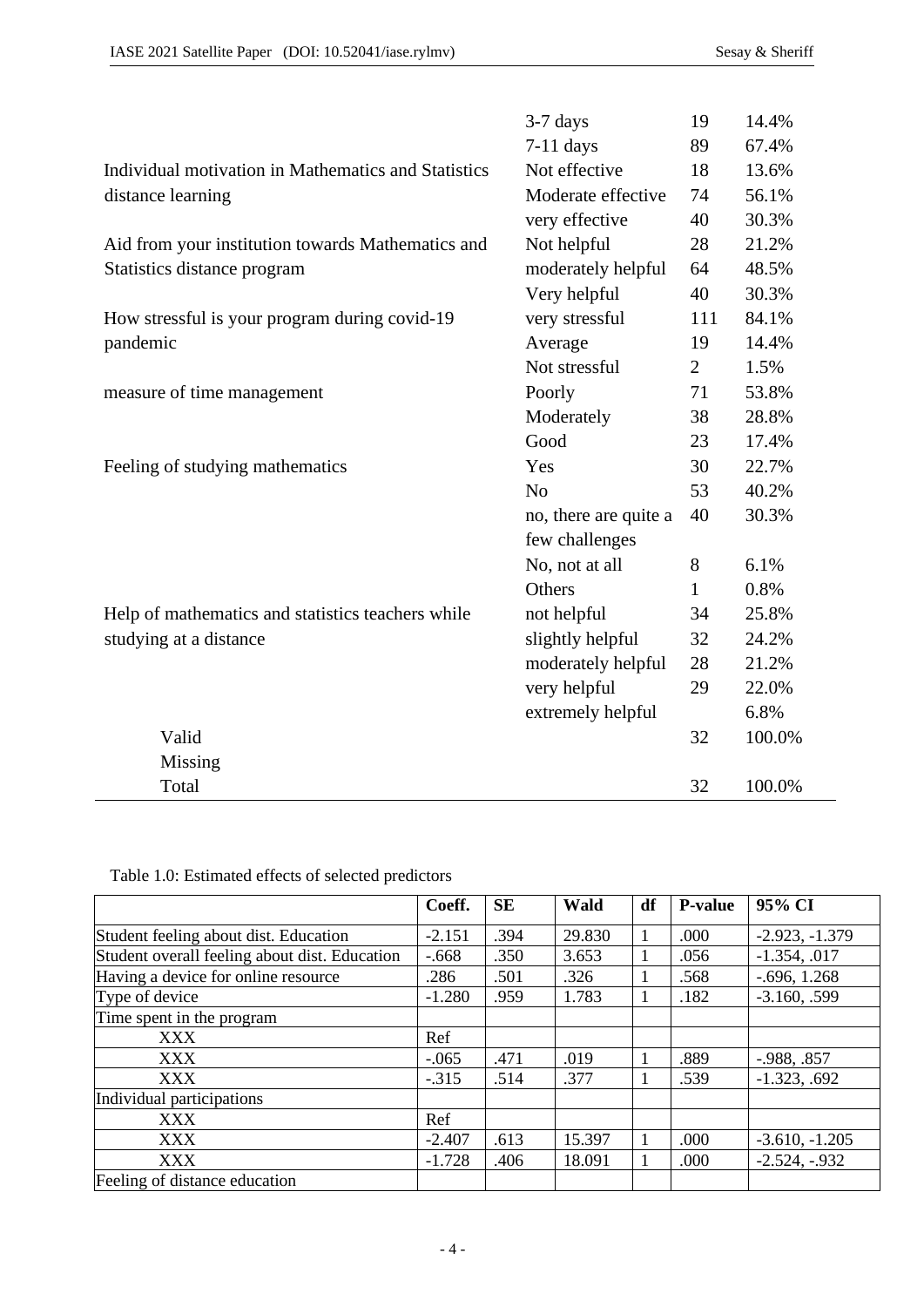|  |  |  |  |
|---|---|---|---|
|  | 3-7 days | 19 | 14.4% |
|  | 7-11 days | 89 | 67.4% |
| Individual motivation in Mathematics and Statistics distance learning | Not effective | 18 | 13.6% |
|  | Moderate effective | 74 | 56.1% |
|  | very effective | 40 | 30.3% |
| Aid from your institution towards Mathematics and Statistics distance program | Not helpful | 28 | 21.2% |
|  | moderately helpful | 64 | 48.5% |
|  | Very helpful | 40 | 30.3% |
| How stressful is your program during covid-19 pandemic | very stressful | 111 | 84.1% |
|  | Average | 19 | 14.4% |
|  | Not stressful | 2 | 1.5% |
| measure of time management | Poorly | 71 | 53.8% |
|  | Moderately | 38 | 28.8% |
|  | Good | 23 | 17.4% |
| Feeling of studying mathematics | Yes | 30 | 22.7% |
|  | No | 53 | 40.2% |
|  | no, there are quite a few challenges | 40 | 30.3% |
|  | No, not at all | 8 | 6.1% |
|  | Others | 1 | 0.8% |
| Help of mathematics and statistics teachers while studying at a distance | not helpful | 34 | 25.8% |
|  | slightly helpful | 32 | 24.2% |
|  | moderately helpful | 28 | 21.2% |
|  | very helpful | 29 | 22.0% |
|  | extremely helpful |  | 6.8% |
| Valid |  | 32 | 100.0% |
| Missing |  |  |  |
| Total |  | 32 | 100.0% |

Table 1.0: Estimated effects of selected predictors

|  | Coeff. | SE | Wald | df | P-value | 95% CI |
|---|---|---|---|---|---|---|
| Student feeling about dist. Education | -2.151 | .394 | 29.830 | 1 | .000 | -2.923, -1.379 |
| Student overall feeling about dist. Education | -.668 | .350 | 3.653 | 1 | .056 | -1.354, .017 |
| Having a device for online resource | .286 | .501 | .326 | 1 | .568 | -.696, 1.268 |
| Type of device | -1.280 | .959 | 1.783 | 1 | .182 | -3.160, .599 |
| Time spent in the program |  |  |  |  |  |  |
| XXX | Ref |  |  |  |  |  |
| XXX | -.065 | .471 | .019 | 1 | .889 | -.988, .857 |
| XXX | -.315 | .514 | .377 | 1 | .539 | -1.323, .692 |
| Individual participations |  |  |  |  |  |  |
| XXX | Ref |  |  |  |  |  |
| XXX | -2.407 | .613 | 15.397 | 1 | .000 | -3.610, -1.205 |
| XXX | -1.728 | .406 | 18.091 | 1 | .000 | -2.524, -.932 |
| Feeling of distance education |  |  |  |  |  |  |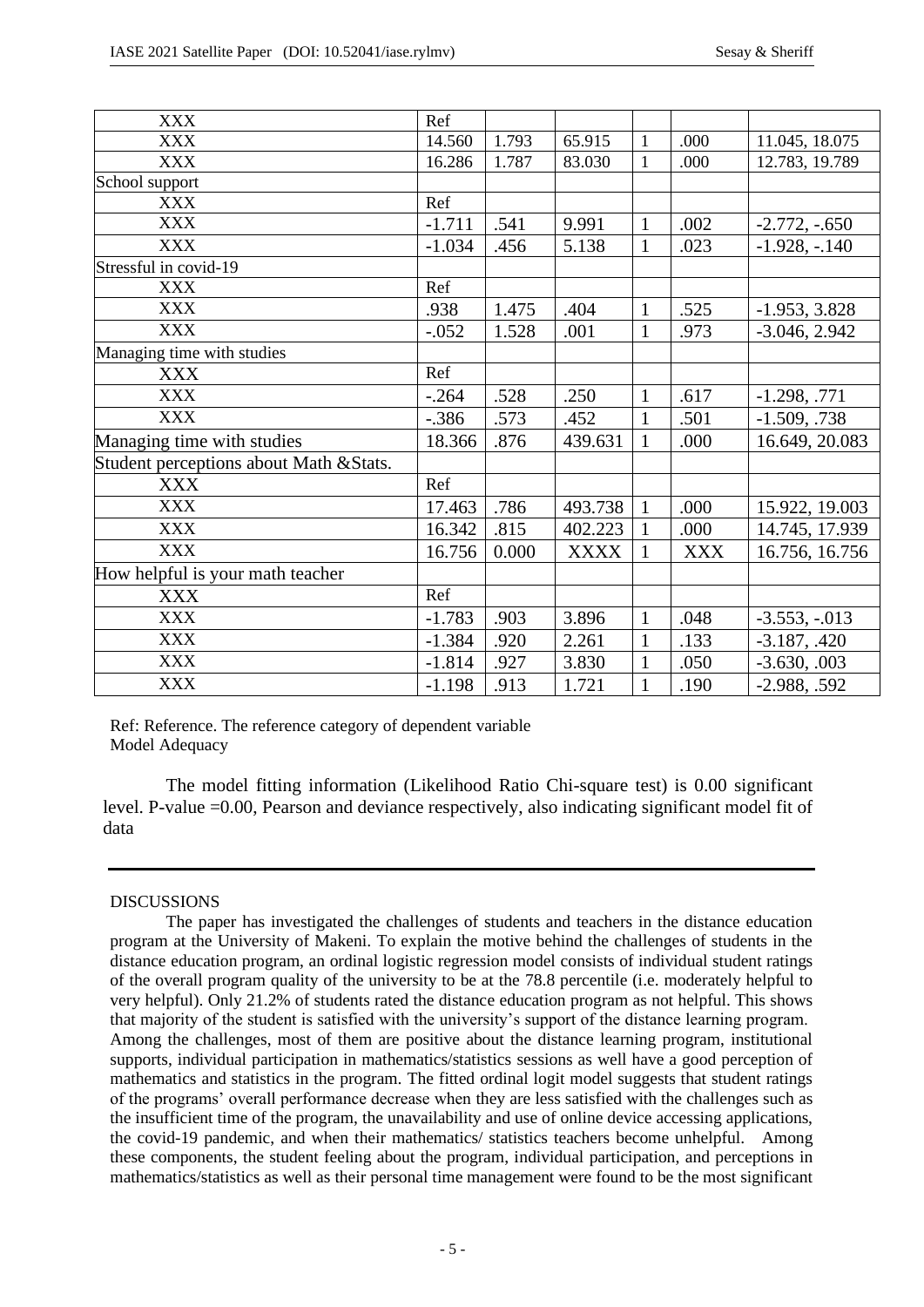| | | | | | | |
|---|---|---|---|---|---|---|
| XXX | Ref | | | | | |
| XXX | 14.560 | 1.793 | 65.915 | 1 | .000 | 11.045, 18.075 |
| XXX | 16.286 | 1.787 | 83.030 | 1 | .000 | 12.783, 19.789 |
| School support | | | | | | |
| XXX | Ref | | | | | |
| XXX | -1.711 | .541 | 9.991 | 1 | .002 | -2.772, -.650 |
| XXX | -1.034 | .456 | 5.138 | 1 | .023 | -1.928, -.140 |
| Stressful in covid-19 | | | | | | |
| XXX | Ref | | | | | |
| XXX | .938 | 1.475 | .404 | 1 | .525 | -1.953, 3.828 |
| XXX | -.052 | 1.528 | .001 | 1 | .973 | -3.046, 2.942 |
| Managing time with studies | | | | | | |
| XXX | Ref | | | | | |
| XXX | -.264 | .528 | .250 | 1 | .617 | -1.298, .771 |
| XXX | -.386 | .573 | .452 | 1 | .501 | -1.509, .738 |
| Managing time with studies | 18.366 | .876 | 439.631 | 1 | .000 | 16.649, 20.083 |
| Student perceptions about Math &Stats. | | | | | | |
| XXX | Ref | | | | | |
| XXX | 17.463 | .786 | 493.738 | 1 | .000 | 15.922, 19.003 |
| XXX | 16.342 | .815 | 402.223 | 1 | .000 | 14.745, 17.939 |
| XXX | 16.756 | 0.000 | XXXX | 1 | XXX | 16.756, 16.756 |
| How helpful is your math teacher | | | | | | |
| XXX | Ref | | | | | |
| XXX | -1.783 | .903 | 3.896 | 1 | .048 | -3.553, -.013 |
| XXX | -1.384 | .920 | 2.261 | 1 | .133 | -3.187, .420 |
| XXX | -1.814 | .927 | 3.830 | 1 | .050 | -3.630, .003 |
| XXX | -1.198 | .913 | 1.721 | 1 | .190 | -2.988, .592 |

Ref: Reference. The reference category of dependent variable

Model Adequacy

The model fitting information (Likelihood Ratio Chi-square test) is 0.00 significant level. P-value =0.00, Pearson and deviance respectively, also indicating significant model fit of data

---

DISCUSSIONS

The paper has investigated the challenges of students and teachers in the distance education program at the University of Makeni. To explain the motive behind the challenges of students in the distance education program, an ordinal logistic regression model consists of individual student ratings of the overall program quality of the university to be at the 78.8 percentile (i.e. moderately helpful to very helpful). Only 21.2% of students rated the distance education program as not helpful. This shows that majority of the student is satisfied with the university's support of the distance learning program. Among the challenges, most of them are positive about the distance learning program, institutional supports, individual participation in mathematics/statistics sessions as well have a good perception of mathematics and statistics in the program. The fitted ordinal logit model suggests that student ratings of the programs' overall performance decrease when they are less satisfied with the challenges such as the insufficient time of the program, the unavailability and use of online device accessing applications, the covid-19 pandemic, and when their mathematics/ statistics teachers become unhelpful. Among these components, the student feeling about the program, individual participation, and perceptions in mathematics/statistics as well as their personal time management were found to be the most significant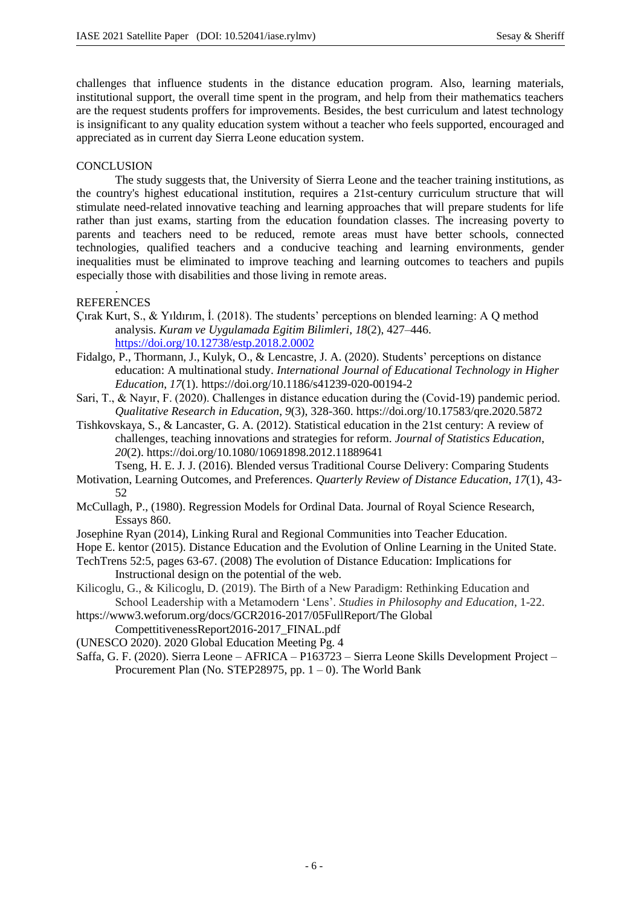challenges that influence students in the distance education program. Also, learning materials, institutional support, the overall time spent in the program, and help from their mathematics teachers are the request students proffers for improvements. Besides, the best curriculum and latest technology is insignificant to any quality education system without a teacher who feels supported, encouraged and appreciated as in current day Sierra Leone education system.

## CONCLUSION

The study suggests that, the University of Sierra Leone and the teacher training institutions, as the country's highest educational institution, requires a 21st-century curriculum structure that will stimulate need-related innovative teaching and learning approaches that will prepare students for life rather than just exams, starting from the education foundation classes. The increasing poverty to parents and teachers need to be reduced, remote areas must have better schools, connected technologies, qualified teachers and a conducive teaching and learning environments, gender inequalities must be eliminated to improve teaching and learning outcomes to teachers and pupils especially those with disabilities and those living in remote areas.

.

## REFERENCES

Çırak Kurt, S., & Yıldırım, İ. (2018). The students' perceptions on blended learning: A Q method analysis. *Kuram ve Uygulamada Egitim Bilimleri*, *18*(2), 427–446. https://doi.org/10.12738/estp.2018.2.0002

Fidalgo, P., Thormann, J., Kulyk, O., & Lencastre, J. A. (2020). Students' perceptions on distance education: A multinational study. *International Journal of Educational Technology in Higher Education*, *17*(1). https://doi.org/10.1186/s41239-020-00194-2

Sari, T., & Nayır, F. (2020). Challenges in distance education during the (Covid-19) pandemic period. *Qualitative Research in Education*, *9*(3), 328-360. https://doi.org/10.17583/qre.2020.5872

Tishkovskaya, S., & Lancaster, G. A. (2012). Statistical education in the 21st century: A review of challenges, teaching innovations and strategies for reform. *Journal of Statistics Education*, *20*(2). https://doi.org/10.1080/10691898.2012.11889641

Tseng, H. E. J. J. (2016). Blended versus Traditional Course Delivery: Comparing Students Motivation, Learning Outcomes, and Preferences. *Quarterly Review of Distance Education*, *17*(1), 43-52

McCullagh, P., (1980). Regression Models for Ordinal Data. Journal of Royal Science Research, Essays 860.

Josephine Ryan (2014), Linking Rural and Regional Communities into Teacher Education.

Hope E. kentor (2015). Distance Education and the Evolution of Online Learning in the United State.

TechTrens 52:5, pages 63-67. (2008) The evolution of Distance Education: Implications for Instructional design on the potential of the web.

Kilicoglu, G., & Kilicoglu, D. (2019). The Birth of a New Paradigm: Rethinking Education and School Leadership with a Metamodern 'Lens'. *Studies in Philosophy and Education*, 1-22.

https://www3.weforum.org/docs/GCR2016-2017/05FullReport/The Global CompettitivenessReport2016-2017_FINAL.pdf

(UNESCO 2020). 2020 Global Education Meeting Pg. 4

Saffa, G. F. (2020). Sierra Leone – AFRICA – P163723 – Sierra Leone Skills Development Project – Procurement Plan (No. STEP28975, pp. 1 – 0). The World Bank